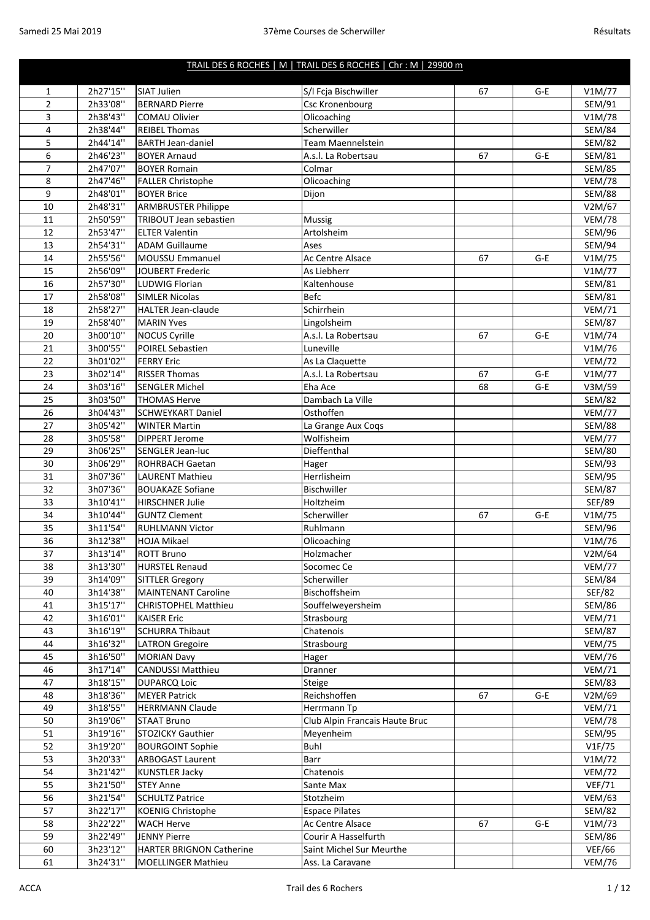## TRAIL DES 6 ROCHES | M | TRAIL DES 6 ROCHES | Chr : M | 29900 m

| | | | | | | |
|---|---|---|---|---|---|---|
| 1 | 2h27'15'' | SIAT Julien | S/l Fcja Bischwiller | 67 | G-E | V1M/77 |
| 2 | 2h33'08'' | BERNARD Pierre | Csc Kronenbourg | | | SEM/91 |
| 3 | 2h38'43'' | COMAU Olivier | Olicoaching | | | V1M/78 |
| 4 | 2h38'44'' | REIBEL Thomas | Scherwiller | | | SEM/84 |
| 5 | 2h44'14'' | BARTH Jean-daniel | Team Maennelstein | | | SEM/82 |
| 6 | 2h46'23'' | BOYER Arnaud | A.s.l. La Robertsau | 67 | G-E | SEM/81 |
| 7 | 2h47'07'' | BOYER Romain | Colmar | | | SEM/85 |
| 8 | 2h47'46'' | FALLER Christophe | Olicoaching | | | VEM/78 |
| 9 | 2h48'01'' | BOYER Brice | Dijon | | | SEM/88 |
| 10 | 2h48'31'' | ARMBRUSTER Philippe | | | | V2M/67 |
| 11 | 2h50'59'' | TRIBOUT Jean sebastien | Mussig | | | VEM/78 |
| 12 | 2h53'47'' | ELTER Valentin | Artolsheim | | | SEM/96 |
| 13 | 2h54'31'' | ADAM Guillaume | Ases | | | SEM/94 |
| 14 | 2h55'56'' | MOUSSU Emmanuel | Ac Centre Alsace | 67 | G-E | V1M/75 |
| 15 | 2h56'09'' | JOUBERT Frederic | As Liebherr | | | V1M/77 |
| 16 | 2h57'30'' | LUDWIG Florian | Kaltenhouse | | | SEM/81 |
| 17 | 2h58'08'' | SIMLER Nicolas | Befc | | | SEM/81 |
| 18 | 2h58'27'' | HALTER Jean-claude | Schirrhein | | | VEM/71 |
| 19 | 2h58'40'' | MARIN Yves | Lingolsheim | | | SEM/87 |
| 20 | 3h00'10'' | NOCUS Cyrille | A.s.l. La Robertsau | 67 | G-E | V1M/74 |
| 21 | 3h00'55'' | POIREL Sebastien | Luneville | | | V1M/76 |
| 22 | 3h01'02'' | FERRY Eric | As La Claquette | | | VEM/72 |
| 23 | 3h02'14'' | RISSER Thomas | A.s.l. La Robertsau | 67 | G-E | V1M/77 |
| 24 | 3h03'16'' | SENGLER Michel | Eha Ace | 68 | G-E | V3M/59 |
| 25 | 3h03'50'' | THOMAS Herve | Dambach La Ville | | | SEM/82 |
| 26 | 3h04'43'' | SCHWEYKART Daniel | Osthoffen | | | VEM/77 |
| 27 | 3h05'42'' | WINTER Martin | La Grange Aux Coqs | | | SEM/88 |
| 28 | 3h05'58'' | DIPPERT Jerome | Wolfisheim | | | VEM/77 |
| 29 | 3h06'25'' | SENGLER Jean-luc | Dieffenthal | | | SEM/80 |
| 30 | 3h06'29'' | ROHRBACH Gaetan | Hager | | | SEM/93 |
| 31 | 3h07'36'' | LAURENT Mathieu | Herrlisheim | | | SEM/95 |
| 32 | 3h07'36'' | BOUAKAZE Sofiane | Bischwiller | | | SEM/87 |
| 33 | 3h10'41'' | HIRSCHNER Julie | Holtzheim | | | SEF/89 |
| 34 | 3h10'44'' | GUNTZ Clement | Scherwiller | 67 | G-E | V1M/75 |
| 35 | 3h11'54'' | RUHLMANN Victor | Ruhlmann | | | SEM/96 |
| 36 | 3h12'38'' | HOJA Mikael | Olicoaching | | | V1M/76 |
| 37 | 3h13'14'' | ROTT Bruno | Holzmacher | | | V2M/64 |
| 38 | 3h13'30'' | HURSTEL Renaud | Socomec Ce | | | VEM/77 |
| 39 | 3h14'09'' | SITTLER Gregory | Scherwiller | | | SEM/84 |
| 40 | 3h14'38'' | MAINTENANT Caroline | Bischoffsheim | | | SEF/82 |
| 41 | 3h15'17'' | CHRISTOPHEL Matthieu | Souffelweyersheim | | | SEM/86 |
| 42 | 3h16'01'' | KAISER Eric | Strasbourg | | | VEM/71 |
| 43 | 3h16'19'' | SCHURRA Thibaut | Chatenois | | | SEM/87 |
| 44 | 3h16'32'' | LATRON Gregoire | Strasbourg | | | VEM/75 |
| 45 | 3h16'50'' | MORIAN Davy | Hager | | | VEM/76 |
| 46 | 3h17'14'' | CANDUSSI Matthieu | Dranner | | | VEM/71 |
| 47 | 3h18'15'' | DUPARCQ Loic | Steige | | | SEM/83 |
| 48 | 3h18'36'' | MEYER Patrick | Reichshoffen | 67 | G-E | V2M/69 |
| 49 | 3h18'55'' | HERRMANN Claude | Herrmann Tp | | | VEM/71 |
| 50 | 3h19'06'' | STAAT Bruno | Club Alpin Francais Haute Bruc | | | VEM/78 |
| 51 | 3h19'16'' | STOZICKY Gauthier | Meyenheim | | | SEM/95 |
| 52 | 3h19'20'' | BOURGOINT Sophie | Buhl | | | V1F/75 |
| 53 | 3h20'33'' | ARBOGAST Laurent | Barr | | | V1M/72 |
| 54 | 3h21'42'' | KUNSTLER Jacky | Chatenois | | | VEM/72 |
| 55 | 3h21'50'' | STEY Anne | Sante Max | | | VEF/71 |
| 56 | 3h21'54'' | SCHULTZ Patrice | Stotzheim | | | VEM/63 |
| 57 | 3h22'17'' | KOENIG Christophe | Espace Pilates | | | SEM/82 |
| 58 | 3h22'22'' | WACH Herve | Ac Centre Alsace | 67 | G-E | V1M/73 |
| 59 | 3h22'49'' | JENNY Pierre | Courir A Hasselfurth | | | SEM/86 |
| 60 | 3h23'12'' | HARTER BRIGNON Catherine | Saint Michel Sur Meurthe | | | VEF/66 |
| 61 | 3h24'31'' | MOELLINGER Mathieu | Ass. La Caravane | | | VEM/76 |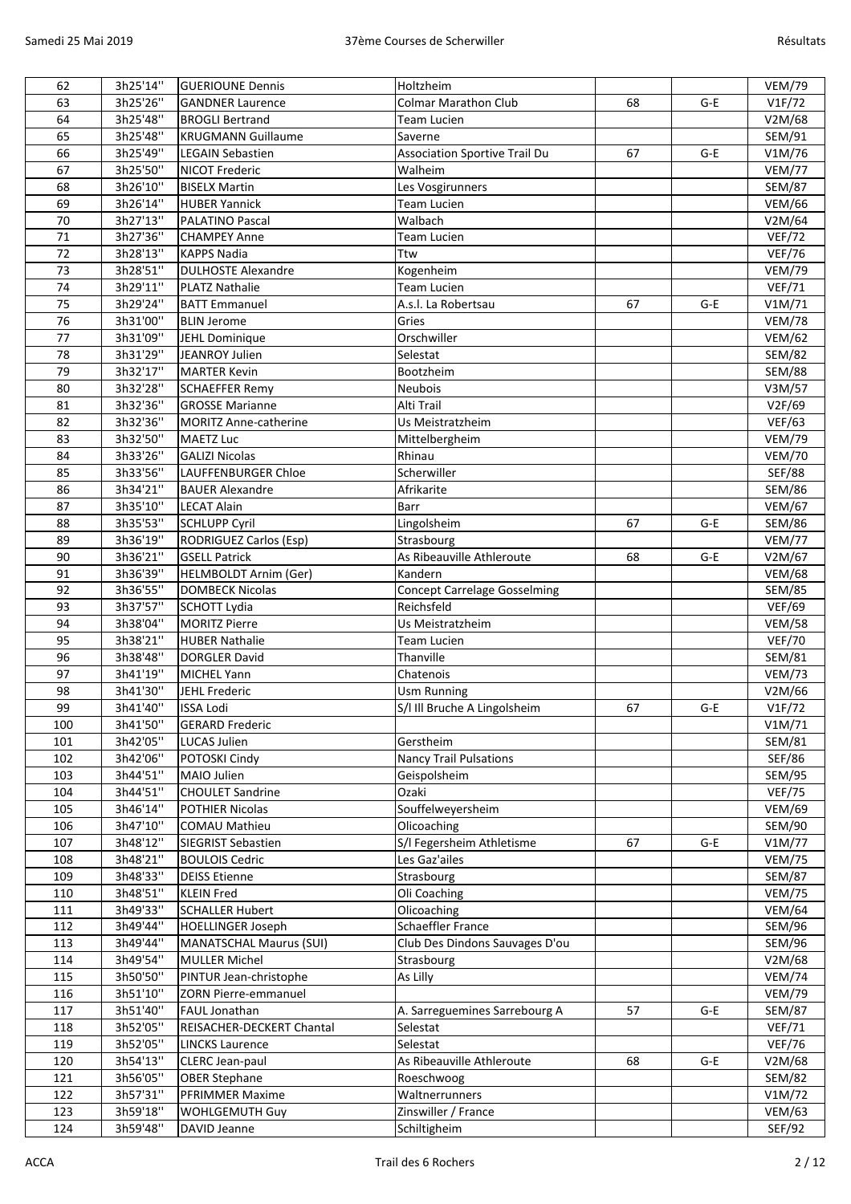| 62 | 3h25'14'' | GUERIOUNE Dennis | Holtzheim | | | VEM/79 |
|---|---|---|---|---|---|---|
| 63 | 3h25'26'' | GANDNER Laurence | Colmar Marathon Club | 68 | G-E | V1F/72 |
| 64 | 3h25'48'' | BROGLI Bertrand | Team Lucien | | | V2M/68 |
| 65 | 3h25'48'' | KRUGMANN Guillaume | Saverne | | | SEM/91 |
| 66 | 3h25'49'' | LEGAIN Sebastien | Association Sportive Trail Du | 67 | G-E | V1M/76 |
| 67 | 3h25'50'' | NICOT Frederic | Walheim | | | VEM/77 |
| 68 | 3h26'10'' | BISELX Martin | Les Vosgirunners | | | SEM/87 |
| 69 | 3h26'14'' | HUBER Yannick | Team Lucien | | | VEM/66 |
| 70 | 3h27'13'' | PALATINO Pascal | Walbach | | | V2M/64 |
| 71 | 3h27'36'' | CHAMPEY Anne | Team Lucien | | | VEF/72 |
| 72 | 3h28'13'' | KAPPS Nadia | Ttw | | | VEF/76 |
| 73 | 3h28'51'' | DULHOSTE Alexandre | Kogenheim | | | VEM/79 |
| 74 | 3h29'11'' | PLATZ Nathalie | Team Lucien | | | VEF/71 |
| 75 | 3h29'24'' | BATT Emmanuel | A.s.l. La Robertsau | 67 | G-E | V1M/71 |
| 76 | 3h31'00'' | BLIN Jerome | Gries | | | VEM/78 |
| 77 | 3h31'09'' | JEHL Dominique | Orschwiller | | | VEM/62 |
| 78 | 3h31'29'' | JEANROY Julien | Selestat | | | SEM/82 |
| 79 | 3h32'17'' | MARTER Kevin | Bootzheim | | | SEM/88 |
| 80 | 3h32'28'' | SCHAEFFER Remy | Neubois | | | V3M/57 |
| 81 | 3h32'36'' | GROSSE Marianne | Alti Trail | | | V2F/69 |
| 82 | 3h32'36'' | MORITZ Anne-catherine | Us Meistratzheim | | | VEF/63 |
| 83 | 3h32'50'' | MAETZ Luc | Mittelbergheim | | | VEM/79 |
| 84 | 3h33'26'' | GALIZI Nicolas | Rhinau | | | VEM/70 |
| 85 | 3h33'56'' | LAUFFENBURGER Chloe | Scherwiller | | | SEF/88 |
| 86 | 3h34'21'' | BAUER Alexandre | Afrikarite | | | SEM/86 |
| 87 | 3h35'10'' | LECAT Alain | Barr | | | VEM/67 |
| 88 | 3h35'53'' | SCHLUPP Cyril | Lingolsheim | 67 | G-E | SEM/86 |
| 89 | 3h36'19'' | RODRIGUEZ Carlos (Esp) | Strasbourg | | | VEM/77 |
| 90 | 3h36'21'' | GSELL Patrick | As Ribeauville Athleroute | 68 | G-E | V2M/67 |
| 91 | 3h36'39'' | HELMBOLDT Arnim (Ger) | Kandern | | | VEM/68 |
| 92 | 3h36'55'' | DOMBECK Nicolas | Concept Carrelage Gosselming | | | SEM/85 |
| 93 | 3h37'57'' | SCHOTT Lydia | Reichsfeld | | | VEF/69 |
| 94 | 3h38'04'' | MORITZ Pierre | Us Meistratzheim | | | VEM/58 |
| 95 | 3h38'21'' | HUBER Nathalie | Team Lucien | | | VEF/70 |
| 96 | 3h38'48'' | DORGLER David | Thanville | | | SEM/81 |
| 97 | 3h41'19'' | MICHEL Yann | Chatenois | | | VEM/73 |
| 98 | 3h41'30'' | JEHL Frederic | Usm Running | | | V2M/66 |
| 99 | 3h41'40'' | ISSA Lodi | S/l Ill Bruche A Lingolsheim | 67 | G-E | V1F/72 |
| 100 | 3h41'50'' | GERARD Frederic | | | | V1M/71 |
| 101 | 3h42'05'' | LUCAS Julien | Gerstheim | | | SEM/81 |
| 102 | 3h42'06'' | POTOSKI Cindy | Nancy Trail Pulsations | | | SEF/86 |
| 103 | 3h44'51'' | MAIO Julien | Geispolsheim | | | SEM/95 |
| 104 | 3h44'51'' | CHOULET Sandrine | Ozaki | | | VEF/75 |
| 105 | 3h46'14'' | POTHIER Nicolas | Souffelweyersheim | | | VEM/69 |
| 106 | 3h47'10'' | COMAU Mathieu | Olicoaching | | | SEM/90 |
| 107 | 3h48'12'' | SIEGRIST Sebastien | S/l Fegersheim Athletisme | 67 | G-E | V1M/77 |
| 108 | 3h48'21'' | BOULOIS Cedric | Les Gaz'ailes | | | VEM/75 |
| 109 | 3h48'33'' | DEISS Etienne | Strasbourg | | | SEM/87 |
| 110 | 3h48'51'' | KLEIN Fred | Oli Coaching | | | VEM/75 |
| 111 | 3h49'33'' | SCHALLER Hubert | Olicoaching | | | VEM/64 |
| 112 | 3h49'44'' | HOELLINGER Joseph | Schaeffler France | | | SEM/96 |
| 113 | 3h49'44'' | MANATSCHAL Maurus (SUI) | Club Des Dindons Sauvages D'ou | | | SEM/96 |
| 114 | 3h49'54'' | MULLER Michel | Strasbourg | | | V2M/68 |
| 115 | 3h50'50'' | PINTUR Jean-christophe | As Lilly | | | VEM/74 |
| 116 | 3h51'10'' | ZORN Pierre-emmanuel | | | | VEM/79 |
| 117 | 3h51'40'' | FAUL Jonathan | A. Sarreguemines Sarrebourg A | 57 | G-E | SEM/87 |
| 118 | 3h52'05'' | REISACHER-DECKERT Chantal | Selestat | | | VEF/71 |
| 119 | 3h52'05'' | LINCKS Laurence | Selestat | | | VEF/76 |
| 120 | 3h54'13'' | CLERC Jean-paul | As Ribeauville Athleroute | 68 | G-E | V2M/68 |
| 121 | 3h56'05'' | OBER Stephane | Roeschwoog | | | SEM/82 |
| 122 | 3h57'31'' | PFRIMMER Maxime | Waltnerrunners | | | V1M/72 |
| 123 | 3h59'18'' | WOHLGEMUTH Guy | Zinswiller / France | | | VEM/63 |
| 124 | 3h59'48'' | DAVID Jeanne | Schiltigheim | | | SEF/92 |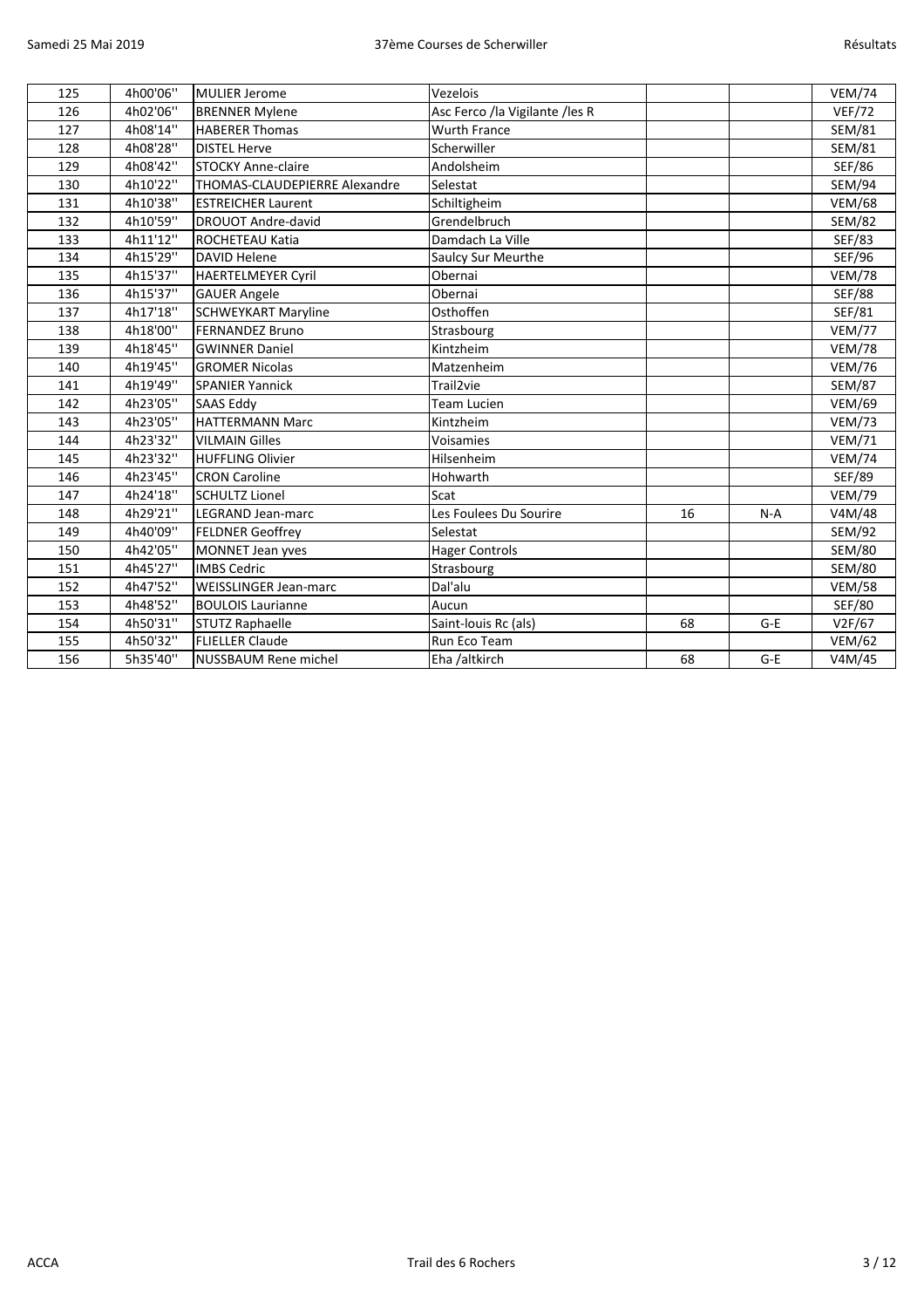| | | | | | | |
|---|---|---|---|---|---|---|
| 125 | 4h00'06'' | MULIER Jerome | Vezelois | | | VEM/74 |
| 126 | 4h02'06'' | BRENNER Mylene | Asc Ferco /la Vigilante /les R | | | VEF/72 |
| 127 | 4h08'14'' | HABERER Thomas | Wurth France | | | SEM/81 |
| 128 | 4h08'28'' | DISTEL Herve | Scherwiller | | | SEM/81 |
| 129 | 4h08'42'' | STOCKY Anne-claire | Andolsheim | | | SEF/86 |
| 130 | 4h10'22'' | THOMAS-CLAUDEPIERRE Alexandre | Selestat | | | SEM/94 |
| 131 | 4h10'38'' | ESTREICHER Laurent | Schiltigheim | | | VEM/68 |
| 132 | 4h10'59'' | DROUOT Andre-david | Grendelbruch | | | SEM/82 |
| 133 | 4h11'12'' | ROCHETEAU Katia | Damdach La Ville | | | SEF/83 |
| 134 | 4h15'29'' | DAVID Helene | Saulcy Sur Meurthe | | | SEF/96 |
| 135 | 4h15'37'' | HAERTELMEYER Cyril | Obernai | | | VEM/78 |
| 136 | 4h15'37'' | GAUER Angele | Obernai | | | SEF/88 |
| 137 | 4h17'18'' | SCHWEYKART Maryline | Osthoffen | | | SEF/81 |
| 138 | 4h18'00'' | FERNANDEZ Bruno | Strasbourg | | | VEM/77 |
| 139 | 4h18'45'' | GWINNER Daniel | Kintzheim | | | VEM/78 |
| 140 | 4h19'45'' | GROMER Nicolas | Matzenheim | | | VEM/76 |
| 141 | 4h19'49'' | SPANIER Yannick | Trail2vie | | | SEM/87 |
| 142 | 4h23'05'' | SAAS Eddy | Team Lucien | | | VEM/69 |
| 143 | 4h23'05'' | HATTERMANN Marc | Kintzheim | | | VEM/73 |
| 144 | 4h23'32'' | VILMAIN Gilles | Voisamies | | | VEM/71 |
| 145 | 4h23'32'' | HUFFLING Olivier | Hilsenheim | | | VEM/74 |
| 146 | 4h23'45'' | CRON Caroline | Hohwarth | | | SEF/89 |
| 147 | 4h24'18'' | SCHULTZ Lionel | Scat | | | VEM/79 |
| 148 | 4h29'21'' | LEGRAND Jean-marc | Les Foulees Du Sourire | 16 | N-A | V4M/48 |
| 149 | 4h40'09'' | FELDNER Geoffrey | Selestat | | | SEM/92 |
| 150 | 4h42'05'' | MONNET Jean yves | Hager Controls | | | SEM/80 |
| 151 | 4h45'27'' | IMBS Cedric | Strasbourg | | | SEM/80 |
| 152 | 4h47'52'' | WEISSLINGER Jean-marc | Dal'alu | | | VEM/58 |
| 153 | 4h48'52'' | BOULOIS Laurianne | Aucun | | | SEF/80 |
| 154 | 4h50'31'' | STUTZ Raphaelle | Saint-louis Rc (als) | 68 | G-E | V2F/67 |
| 155 | 4h50'32'' | FLIELLER Claude | Run Eco Team | | | VEM/62 |
| 156 | 5h35'40'' | NUSSBAUM Rene michel | Eha /altkirch | 68 | G-E | V4M/45 |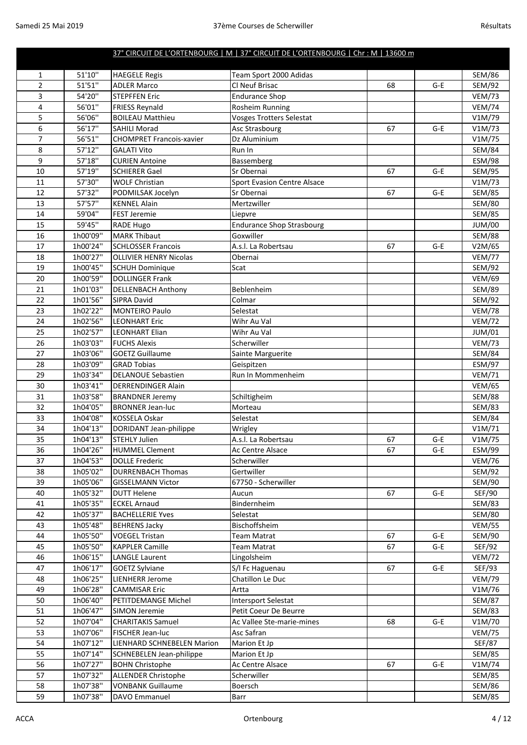## 37° CIRCUIT DE L'ORTENBOURG | M | 37° CIRCUIT DE L'ORTENBOURG | Chr : M | 13600 m

| | | | | | | |
|---|---|---|---|---|---|---|
| 1 | 51'10'' | HAEGELE Regis | Team Sport 2000 Adidas | | | SEM/86 |
| 2 | 51'51'' | ADLER Marco | Cl Neuf Brisac | 68 | G-E | SEM/92 |
| 3 | 54'20'' | STEPFFEN Eric | Endurance Shop | | | VEM/73 |
| 4 | 56'01'' | FRIESS Reynald | Rosheim Running | | | VEM/74 |
| 5 | 56'06'' | BOILEAU Matthieu | Vosges Trotters Selestat | | | V1M/79 |
| 6 | 56'17'' | SAHILI Morad | Asc Strasbourg | 67 | G-E | V1M/73 |
| 7 | 56'51'' | CHOMPRET Francois-xavier | Dz Aluminium | | | V1M/75 |
| 8 | 57'12'' | GALATI Vito | Run In | | | SEM/84 |
| 9 | 57'18'' | CURIEN Antoine | Bassemberg | | | ESM/98 |
| 10 | 57'19'' | SCHIERER Gael | Sr Obernai | 67 | G-E | SEM/95 |
| 11 | 57'30'' | WOLF Christian | Sport Evasion Centre Alsace | | | V1M/73 |
| 12 | 57'32'' | PODMILSAK Jocelyn | Sr Obernai | 67 | G-E | SEM/85 |
| 13 | 57'57'' | KENNEL Alain | Mertzwiller | | | SEM/80 |
| 14 | 59'04'' | FEST Jeremie | Liepvre | | | SEM/85 |
| 15 | 59'45'' | RADE Hugo | Endurance Shop Strasbourg | | | JUM/00 |
| 16 | 1h00'09'' | MARK Thibaut | Goxwiller | | | SEM/88 |
| 17 | 1h00'24'' | SCHLOSSER Francois | A.s.l. La Robertsau | 67 | G-E | V2M/65 |
| 18 | 1h00'27'' | OLLIVIER HENRY Nicolas | Obernai | | | VEM/77 |
| 19 | 1h00'45'' | SCHUH Dominique | Scat | | | SEM/92 |
| 20 | 1h00'59'' | DOLLINGER Frank | | | | VEM/69 |
| 21 | 1h01'03'' | DELLENBACH Anthony | Beblenheim | | | SEM/89 |
| 22 | 1h01'56'' | SIPRA David | Colmar | | | SEM/92 |
| 23 | 1h02'22'' | MONTEIRO Paulo | Selestat | | | VEM/78 |
| 24 | 1h02'56'' | LEONHART Eric | Wihr Au Val | | | VEM/72 |
| 25 | 1h02'57'' | LEONHART Elian | Wihr Au Val | | | JUM/01 |
| 26 | 1h03'03'' | FUCHS Alexis | Scherwiller | | | VEM/73 |
| 27 | 1h03'06'' | GOETZ Guillaume | Sainte Marguerite | | | SEM/84 |
| 28 | 1h03'09'' | GRAD Tobias | Geispitzen | | | ESM/97 |
| 29 | 1h03'34'' | DELANOUE Sebastien | Run In Mommenheim | | | VEM/71 |
| 30 | 1h03'41'' | DERRENDINGER Alain | | | | VEM/65 |
| 31 | 1h03'58'' | BRANDNER Jeremy | Schiltigheim | | | SEM/88 |
| 32 | 1h04'05'' | BRONNER Jean-luc | Morteau | | | SEM/83 |
| 33 | 1h04'08'' | KOSSELA Oskar | Selestat | | | SEM/84 |
| 34 | 1h04'13'' | DORIDANT Jean-philippe | Wrigley | | | V1M/71 |
| 35 | 1h04'13'' | STEHLY Julien | A.s.l. La Robertsau | 67 | G-E | V1M/75 |
| 36 | 1h04'26'' | HUMMEL Clement | Ac Centre Alsace | 67 | G-E | ESM/99 |
| 37 | 1h04'53'' | DOLLE Frederic | Scherwiller | | | VEM/76 |
| 38 | 1h05'02'' | DURRENBACH Thomas | Gertwiller | | | SEM/92 |
| 39 | 1h05'06'' | GISSELMANN Victor | 67750 - Scherwiller | | | SEM/90 |
| 40 | 1h05'32'' | DUTT Helene | Aucun | 67 | G-E | SEF/90 |
| 41 | 1h05'35'' | ECKEL Arnaud | Bindernheim | | | SEM/83 |
| 42 | 1h05'37'' | BACHELLERIE Yves | Selestat | | | SEM/80 |
| 43 | 1h05'48'' | BEHRENS Jacky | Bischoffsheim | | | VEM/55 |
| 44 | 1h05'50'' | VOEGEL Tristan | Team Matrat | 67 | G-E | SEM/90 |
| 45 | 1h05'50'' | KAPPLER Camille | Team Matrat | 67 | G-E | SEF/92 |
| 46 | 1h06'15'' | LANGLE Laurent | Lingolsheim | | | VEM/72 |
| 47 | 1h06'17'' | GOETZ Sylviane | S/l Fc Haguenau | 67 | G-E | SEF/93 |
| 48 | 1h06'25'' | LIENHERR Jerome | Chatillon Le Duc | | | VEM/79 |
| 49 | 1h06'28'' | CAMMISAR Eric | Artta | | | V1M/76 |
| 50 | 1h06'40'' | PETITDEMANGE Michel | Intersport Selestat | | | SEM/87 |
| 51 | 1h06'47'' | SIMON Jeremie | Petit Coeur De Beurre | | | SEM/83 |
| 52 | 1h07'04'' | CHARITAKIS Samuel | Ac Vallee Ste-marie-mines | 68 | G-E | V1M/70 |
| 53 | 1h07'06'' | FISCHER Jean-luc | Asc Safran | | | VEM/75 |
| 54 | 1h07'12'' | LIENHARD SCHNEBELEN Marion | Marion Et Jp | | | SEF/87 |
| 55 | 1h07'14'' | SCHNEBELEN Jean-philippe | Marion Et Jp | | | SEM/85 |
| 56 | 1h07'27'' | BOHN Christophe | Ac Centre Alsace | 67 | G-E | V1M/74 |
| 57 | 1h07'32'' | ALLENDER Christophe | Scherwiller | | | SEM/85 |
| 58 | 1h07'38'' | VONBANK Guillaume | Boersch | | | SEM/86 |
| 59 | 1h07'38'' | DAVO Emmanuel | Barr | | | SEM/85 |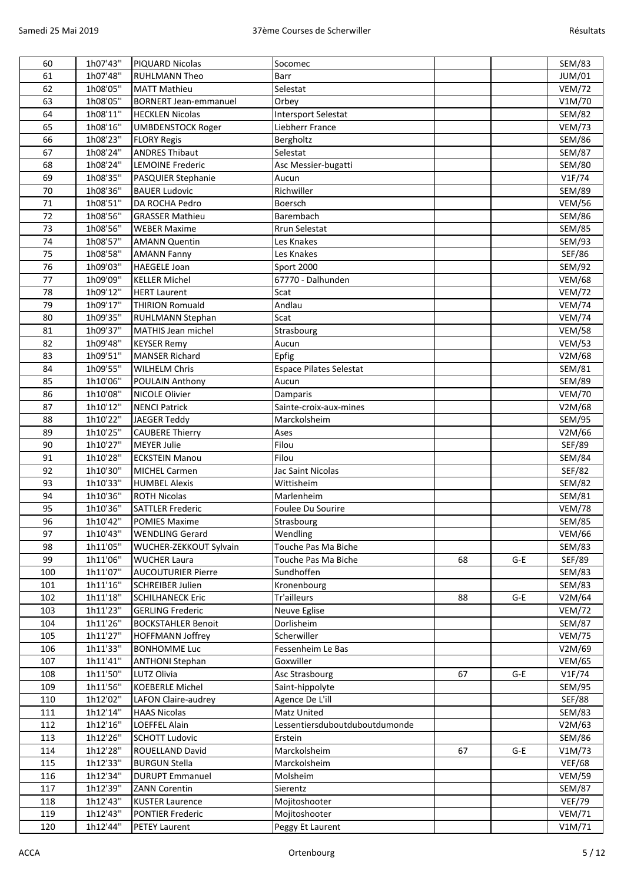| | | | | | | |
|---|---|---|---|---|---|---|
| 60 | 1h07'43'' | PIQUARD Nicolas | Socomec | | | SEM/83 |
| 61 | 1h07'48'' | RUHLMANN Theo | Barr | | | JUM/01 |
| 62 | 1h08'05'' | MATT Mathieu | Selestat | | | VEM/72 |
| 63 | 1h08'05'' | BORNERT Jean-emmanuel | Orbey | | | V1M/70 |
| 64 | 1h08'11'' | HECKLEN Nicolas | Intersport Selestat | | | SEM/82 |
| 65 | 1h08'16'' | UMBDENSTOCK Roger | Liebherr France | | | VEM/73 |
| 66 | 1h08'23'' | FLORY Regis | Bergholtz | | | SEM/86 |
| 67 | 1h08'24'' | ANDRES Thibaut | Selestat | | | SEM/87 |
| 68 | 1h08'24'' | LEMOINE Frederic | Asc Messier-bugatti | | | SEM/80 |
| 69 | 1h08'35'' | PASQUIER Stephanie | Aucun | | | V1F/74 |
| 70 | 1h08'36'' | BAUER Ludovic | Richwiller | | | SEM/89 |
| 71 | 1h08'51'' | DA ROCHA Pedro | Boersch | | | VEM/56 |
| 72 | 1h08'56'' | GRASSER Mathieu | Barembach | | | SEM/86 |
| 73 | 1h08'56'' | WEBER Maxime | Rrun Selestat | | | SEM/85 |
| 74 | 1h08'57'' | AMANN Quentin | Les Knakes | | | SEM/93 |
| 75 | 1h08'58'' | AMANN Fanny | Les Knakes | | | SEF/86 |
| 76 | 1h09'03'' | HAEGELE Joan | Sport 2000 | | | SEM/92 |
| 77 | 1h09'09'' | KELLER Michel | 67770 - Dalhunden | | | VEM/68 |
| 78 | 1h09'12'' | HERT Laurent | Scat | | | VEM/72 |
| 79 | 1h09'17'' | THIRION Romuald | Andlau | | | VEM/74 |
| 80 | 1h09'35'' | RUHLMANN Stephan | Scat | | | VEM/74 |
| 81 | 1h09'37'' | MATHIS Jean michel | Strasbourg | | | VEM/58 |
| 82 | 1h09'48'' | KEYSER Remy | Aucun | | | VEM/53 |
| 83 | 1h09'51'' | MANSER Richard | Epfig | | | V2M/68 |
| 84 | 1h09'55'' | WILHELM Chris | Espace Pilates Selestat | | | SEM/81 |
| 85 | 1h10'06'' | POULAIN Anthony | Aucun | | | SEM/89 |
| 86 | 1h10'08'' | NICOLE Olivier | Damparis | | | VEM/70 |
| 87 | 1h10'12'' | NENCI Patrick | Sainte-croix-aux-mines | | | V2M/68 |
| 88 | 1h10'22'' | JAEGER Teddy | Marckolsheim | | | SEM/95 |
| 89 | 1h10'25'' | CAUBERE Thierry | Ases | | | V2M/66 |
| 90 | 1h10'27'' | MEYER Julie | Filou | | | SEF/89 |
| 91 | 1h10'28'' | ECKSTEIN Manou | Filou | | | SEM/84 |
| 92 | 1h10'30'' | MICHEL Carmen | Jac Saint Nicolas | | | SEF/82 |
| 93 | 1h10'33'' | HUMBEL Alexis | Wittisheim | | | SEM/82 |
| 94 | 1h10'36'' | ROTH Nicolas | Marlenheim | | | SEM/81 |
| 95 | 1h10'36'' | SATTLER Frederic | Foulee Du Sourire | | | VEM/78 |
| 96 | 1h10'42'' | POMIES Maxime | Strasbourg | | | SEM/85 |
| 97 | 1h10'43'' | WENDLING Gerard | Wendling | | | VEM/66 |
| 98 | 1h11'05'' | WUCHER-ZEKKOUT Sylvain | Touche Pas Ma Biche | | | SEM/83 |
| 99 | 1h11'06'' | WUCHER Laura | Touche Pas Ma Biche | 68 | G-E | SEF/89 |
| 100 | 1h11'07'' | AUCOUTURIER Pierre | Sundhoffen | | | SEM/83 |
| 101 | 1h11'16'' | SCHREIBER Julien | Kronenbourg | | | SEM/83 |
| 102 | 1h11'18'' | SCHILHANECK Eric | Tr'ailleurs | 88 | G-E | V2M/64 |
| 103 | 1h11'23'' | GERLING Frederic | Neuve Eglise | | | VEM/72 |
| 104 | 1h11'26'' | BOCKSTAHLER Benoit | Dorlisheim | | | SEM/87 |
| 105 | 1h11'27'' | HOFFMANN Joffrey | Scherwiller | | | VEM/75 |
| 106 | 1h11'33'' | BONHOMME Luc | Fessenheim Le Bas | | | V2M/69 |
| 107 | 1h11'41'' | ANTHONI Stephan | Goxwiller | | | VEM/65 |
| 108 | 1h11'50'' | LUTZ Olivia | Asc Strasbourg | 67 | G-E | V1F/74 |
| 109 | 1h11'56'' | KOEBERLE Michel | Saint-hippolyte | | | SEM/95 |
| 110 | 1h12'02'' | LAFON Claire-audrey | Agence De L'ill | | | SEF/88 |
| 111 | 1h12'14'' | HAAS Nicolas | Matz United | | | SEM/83 |
| 112 | 1h12'16'' | LOEFFEL Alain | Lessentiersduboutduboutdumonde | | | V2M/63 |
| 113 | 1h12'26'' | SCHOTT Ludovic | Erstein | | | SEM/86 |
| 114 | 1h12'28'' | ROUELLAND David | Marckolsheim | 67 | G-E | V1M/73 |
| 115 | 1h12'33'' | BURGUN Stella | Marckolsheim | | | VEF/68 |
| 116 | 1h12'34'' | DURUPT Emmanuel | Molsheim | | | VEM/59 |
| 117 | 1h12'39'' | ZANN Corentin | Sierentz | | | SEM/87 |
| 118 | 1h12'43'' | KUSTER Laurence | Mojitoshooter | | | VEF/79 |
| 119 | 1h12'43'' | PONTIER Frederic | Mojitoshooter | | | VEM/71 |
| 120 | 1h12'44'' | PETEY Laurent | Peggy Et Laurent | | | V1M/71 |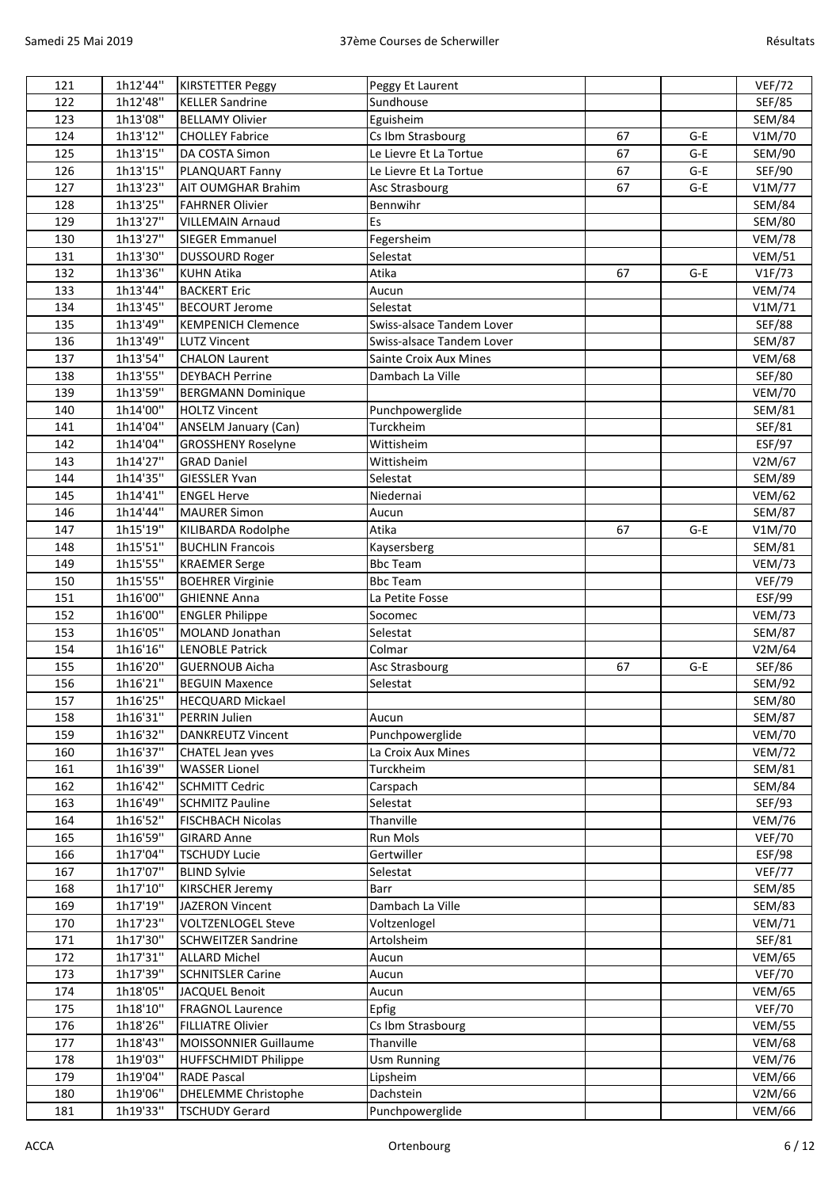| | | | | | | |
|---|---|---|---|---|---|---|
| 121 | 1h12'44'' | KIRSTETTER Peggy | Peggy Et Laurent | | | VEF/72 |
| 122 | 1h12'48'' | KELLER Sandrine | Sundhouse | | | SEF/85 |
| 123 | 1h13'08'' | BELLAMY Olivier | Eguisheim | | | SEM/84 |
| 124 | 1h13'12'' | CHOLLEY Fabrice | Cs Ibm Strasbourg | 67 | G-E | V1M/70 |
| 125 | 1h13'15'' | DA COSTA Simon | Le Lievre Et La Tortue | 67 | G-E | SEM/90 |
| 126 | 1h13'15'' | PLANQUART Fanny | Le Lievre Et La Tortue | 67 | G-E | SEF/90 |
| 127 | 1h13'23'' | AIT OUMGHAR Brahim | Asc Strasbourg | 67 | G-E | V1M/77 |
| 128 | 1h13'25'' | FAHRNER Olivier | Bennwihr | | | SEM/84 |
| 129 | 1h13'27'' | VILLEMAIN Arnaud | Es | | | SEM/80 |
| 130 | 1h13'27'' | SIEGER Emmanuel | Fegersheim | | | VEM/78 |
| 131 | 1h13'30'' | DUSSOURD Roger | Selestat | | | VEM/51 |
| 132 | 1h13'36'' | KUHN Atika | Atika | 67 | G-E | V1F/73 |
| 133 | 1h13'44'' | BACKERT Eric | Aucun | | | VEM/74 |
| 134 | 1h13'45'' | BECOURT Jerome | Selestat | | | V1M/71 |
| 135 | 1h13'49'' | KEMPENICH Clemence | Swiss-alsace Tandem Lover | | | SEF/88 |
| 136 | 1h13'49'' | LUTZ Vincent | Swiss-alsace Tandem Lover | | | SEM/87 |
| 137 | 1h13'54'' | CHALON Laurent | Sainte Croix Aux Mines | | | VEM/68 |
| 138 | 1h13'55'' | DEYBACH Perrine | Dambach La Ville | | | SEF/80 |
| 139 | 1h13'59'' | BERGMANN Dominique | | | | VEM/70 |
| 140 | 1h14'00'' | HOLTZ Vincent | Punchpowerglide | | | SEM/81 |
| 141 | 1h14'04'' | ANSELM January (Can) | Turckheim | | | SEF/81 |
| 142 | 1h14'04'' | GROSSHENY Roselyne | Wittisheim | | | ESF/97 |
| 143 | 1h14'27'' | GRAD Daniel | Wittisheim | | | V2M/67 |
| 144 | 1h14'35'' | GIESSLER Yvan | Selestat | | | SEM/89 |
| 145 | 1h14'41'' | ENGEL Herve | Niedernai | | | VEM/62 |
| 146 | 1h14'44'' | MAURER Simon | Aucun | | | SEM/87 |
| 147 | 1h15'19'' | KILIBARDA Rodolphe | Atika | 67 | G-E | V1M/70 |
| 148 | 1h15'51'' | BUCHLIN Francois | Kaysersberg | | | SEM/81 |
| 149 | 1h15'55'' | KRAEMER Serge | Bbc Team | | | VEM/73 |
| 150 | 1h15'55'' | BOEHRER Virginie | Bbc Team | | | VEF/79 |
| 151 | 1h16'00'' | GHIENNE Anna | La Petite Fosse | | | ESF/99 |
| 152 | 1h16'00'' | ENGLER Philippe | Socomec | | | VEM/73 |
| 153 | 1h16'05'' | MOLAND Jonathan | Selestat | | | SEM/87 |
| 154 | 1h16'16'' | LENOBLE Patrick | Colmar | | | V2M/64 |
| 155 | 1h16'20'' | GUERNOUB Aicha | Asc Strasbourg | 67 | G-E | SEF/86 |
| 156 | 1h16'21'' | BEGUIN Maxence | Selestat | | | SEM/92 |
| 157 | 1h16'25'' | HECQUARD Mickael | | | | SEM/80 |
| 158 | 1h16'31'' | PERRIN Julien | Aucun | | | SEM/87 |
| 159 | 1h16'32'' | DANKREUTZ Vincent | Punchpowerglide | | | VEM/70 |
| 160 | 1h16'37'' | CHATEL Jean yves | La Croix Aux Mines | | | VEM/72 |
| 161 | 1h16'39'' | WASSER Lionel | Turckheim | | | SEM/81 |
| 162 | 1h16'42'' | SCHMITT Cedric | Carspach | | | SEM/84 |
| 163 | 1h16'49'' | SCHMITZ Pauline | Selestat | | | SEF/93 |
| 164 | 1h16'52'' | FISCHBACH Nicolas | Thanville | | | VEM/76 |
| 165 | 1h16'59'' | GIRARD Anne | Run Mols | | | VEF/70 |
| 166 | 1h17'04'' | TSCHUDY Lucie | Gertwiller | | | ESF/98 |
| 167 | 1h17'07'' | BLIND Sylvie | Selestat | | | VEF/77 |
| 168 | 1h17'10'' | KIRSCHER Jeremy | Barr | | | SEM/85 |
| 169 | 1h17'19'' | JAZERON Vincent | Dambach La Ville | | | SEM/83 |
| 170 | 1h17'23'' | VOLTZENLOGEL Steve | Voltzenlogel | | | VEM/71 |
| 171 | 1h17'30'' | SCHWEITZER Sandrine | Artolsheim | | | SEF/81 |
| 172 | 1h17'31'' | ALLARD Michel | Aucun | | | VEM/65 |
| 173 | 1h17'39'' | SCHNITSLER Carine | Aucun | | | VEF/70 |
| 174 | 1h18'05'' | JACQUEL Benoit | Aucun | | | VEM/65 |
| 175 | 1h18'10'' | FRAGNOL Laurence | Epfig | | | VEF/70 |
| 176 | 1h18'26'' | FILLIATRE Olivier | Cs Ibm Strasbourg | | | VEM/55 |
| 177 | 1h18'43'' | MOISSONNIER Guillaume | Thanville | | | VEM/68 |
| 178 | 1h19'03'' | HUFFSCHMIDT Philippe | Usm Running | | | VEM/76 |
| 179 | 1h19'04'' | RADE Pascal | Lipsheim | | | VEM/66 |
| 180 | 1h19'06'' | DHELEMME Christophe | Dachstein | | | V2M/66 |
| 181 | 1h19'33'' | TSCHUDY Gerard | Punchpowerglide | | | VEM/66 |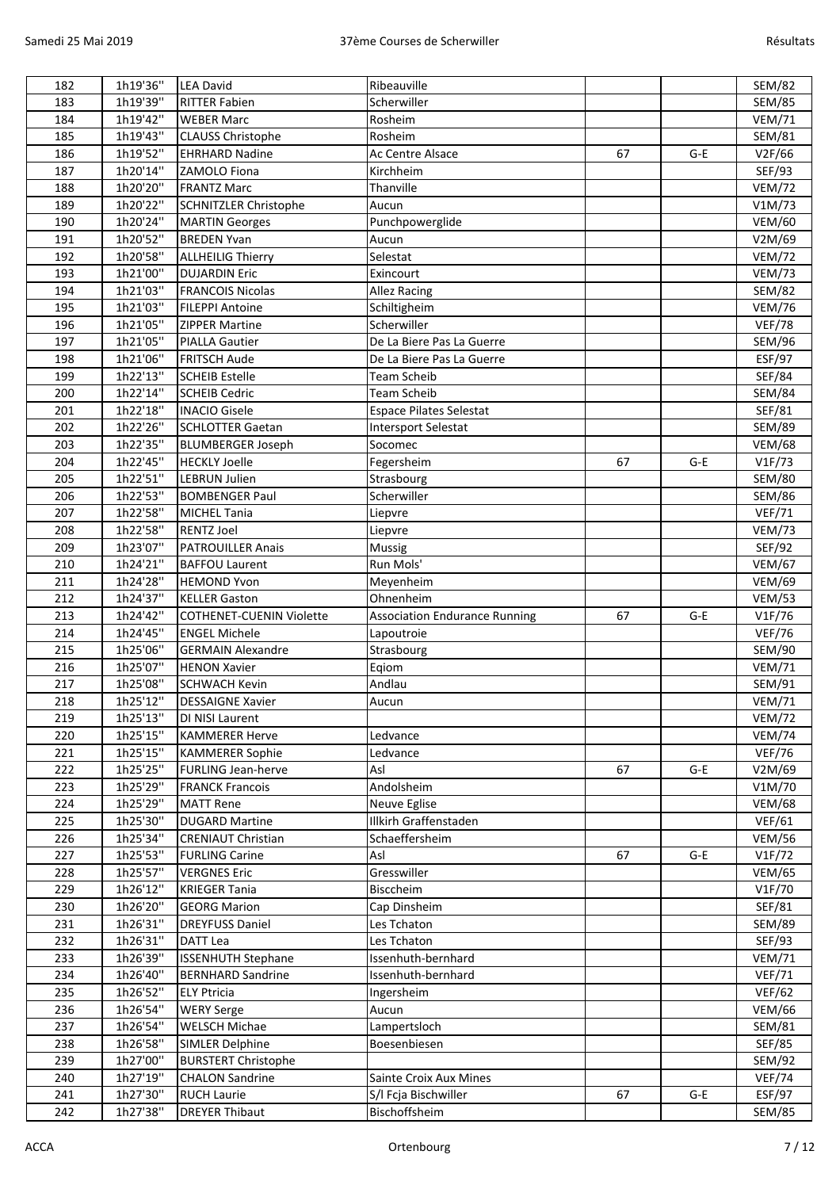| 182 | 1h19'36'' | LEA David | Ribeauville | | | SEM/82 |
|---|---|---|---|---|---|---|
| 183 | 1h19'39'' | RITTER Fabien | Scherwiller | | | SEM/85 |
| 184 | 1h19'42'' | WEBER Marc | Rosheim | | | VEM/71 |
| 185 | 1h19'43'' | CLAUSS Christophe | Rosheim | | | SEM/81 |
| 186 | 1h19'52'' | EHRHARD Nadine | Ac Centre Alsace | 67 | G-E | V2F/66 |
| 187 | 1h20'14'' | ZAMOLO Fiona | Kirchheim | | | SEF/93 |
| 188 | 1h20'20'' | FRANTZ Marc | Thanville | | | VEM/72 |
| 189 | 1h20'22'' | SCHNITZLER Christophe | Aucun | | | V1M/73 |
| 190 | 1h20'24'' | MARTIN Georges | Punchpowerglide | | | VEM/60 |
| 191 | 1h20'52'' | BREDEN Yvan | Aucun | | | V2M/69 |
| 192 | 1h20'58'' | ALLHEILIG Thierry | Selestat | | | VEM/72 |
| 193 | 1h21'00'' | DUJARDIN Eric | Exincourt | | | VEM/73 |
| 194 | 1h21'03'' | FRANCOIS Nicolas | Allez Racing | | | SEM/82 |
| 195 | 1h21'03'' | FILEPPI Antoine | Schiltigheim | | | VEM/76 |
| 196 | 1h21'05'' | ZIPPER Martine | Scherwiller | | | VEF/78 |
| 197 | 1h21'05'' | PIALLA Gautier | De La Biere Pas La Guerre | | | SEM/96 |
| 198 | 1h21'06'' | FRITSCH Aude | De La Biere Pas La Guerre | | | ESF/97 |
| 199 | 1h22'13'' | SCHEIB Estelle | Team Scheib | | | SEF/84 |
| 200 | 1h22'14'' | SCHEIB Cedric | Team Scheib | | | SEM/84 |
| 201 | 1h22'18'' | INACIO Gisele | Espace Pilates Selestat | | | SEF/81 |
| 202 | 1h22'26'' | SCHLOTTER Gaetan | Intersport Selestat | | | SEM/89 |
| 203 | 1h22'35'' | BLUMBERGER Joseph | Socomec | | | VEM/68 |
| 204 | 1h22'45'' | HECKLY Joelle | Fegersheim | 67 | G-E | V1F/73 |
| 205 | 1h22'51'' | LEBRUN Julien | Strasbourg | | | SEM/80 |
| 206 | 1h22'53'' | BOMBENGER Paul | Scherwiller | | | SEM/86 |
| 207 | 1h22'58'' | MICHEL Tania | Liepvre | | | VEF/71 |
| 208 | 1h22'58'' | RENTZ Joel | Liepvre | | | VEM/73 |
| 209 | 1h23'07'' | PATROUILLER Anais | Mussig | | | SEF/92 |
| 210 | 1h24'21'' | BAFFOU Laurent | Run Mols' | | | VEM/67 |
| 211 | 1h24'28'' | HEMOND Yvon | Meyenheim | | | VEM/69 |
| 212 | 1h24'37'' | KELLER Gaston | Ohnenheim | | | VEM/53 |
| 213 | 1h24'42'' | COTHENET-CUENIN Violette | Association Endurance Running | 67 | G-E | V1F/76 |
| 214 | 1h24'45'' | ENGEL Michele | Lapoutroie | | | VEF/76 |
| 215 | 1h25'06'' | GERMAIN Alexandre | Strasbourg | | | SEM/90 |
| 216 | 1h25'07'' | HENON Xavier | Eqiom | | | VEM/71 |
| 217 | 1h25'08'' | SCHWACH Kevin | Andlau | | | SEM/91 |
| 218 | 1h25'12'' | DESSAIGNE Xavier | Aucun | | | VEM/71 |
| 219 | 1h25'13'' | DI NISI Laurent | | | | VEM/72 |
| 220 | 1h25'15'' | KAMMERER Herve | Ledvance | | | VEM/74 |
| 221 | 1h25'15'' | KAMMERER Sophie | Ledvance | | | VEF/76 |
| 222 | 1h25'25'' | FURLING Jean-herve | Asl | 67 | G-E | V2M/69 |
| 223 | 1h25'29'' | FRANCK Francois | Andolsheim | | | V1M/70 |
| 224 | 1h25'29'' | MATT Rene | Neuve Eglise | | | VEM/68 |
| 225 | 1h25'30'' | DUGARD Martine | Illkirh Graffenstaden | | | VEF/61 |
| 226 | 1h25'34'' | CRENIAUT Christian | Schaeffersheim | | | VEM/56 |
| 227 | 1h25'53'' | FURLING Carine | Asl | 67 | G-E | V1F/72 |
| 228 | 1h25'57'' | VERGNES Eric | Gresswiller | | | VEM/65 |
| 229 | 1h26'12'' | KRIEGER Tania | Bisccheim | | | V1F/70 |
| 230 | 1h26'20'' | GEORG Marion | Cap Dinsheim | | | SEF/81 |
| 231 | 1h26'31'' | DREYFUSS Daniel | Les Tchaton | | | SEM/89 |
| 232 | 1h26'31'' | DATT Lea | Les Tchaton | | | SEF/93 |
| 233 | 1h26'39'' | ISSENHUTH Stephane | Issenhuth-bernhard | | | VEM/71 |
| 234 | 1h26'40'' | BERNHARD Sandrine | Issenhuth-bernhard | | | VEF/71 |
| 235 | 1h26'52'' | ELY Ptricia | Ingersheim | | | VEF/62 |
| 236 | 1h26'54'' | WERY Serge | Aucun | | | VEM/66 |
| 237 | 1h26'54'' | WELSCH Michae | Lampertsloch | | | SEM/81 |
| 238 | 1h26'58'' | SIMLER Delphine | Boesenbiesen | | | SEF/85 |
| 239 | 1h27'00'' | BURSTERT Christophe | | | | SEM/92 |
| 240 | 1h27'19'' | CHALON Sandrine | Sainte Croix Aux Mines | | | VEF/74 |
| 241 | 1h27'30'' | RUCH Laurie | S/l Fcja Bischwiller | 67 | G-E | ESF/97 |
| 242 | 1h27'38'' | DREYER Thibaut | Bischoffsheim | | | SEM/85 |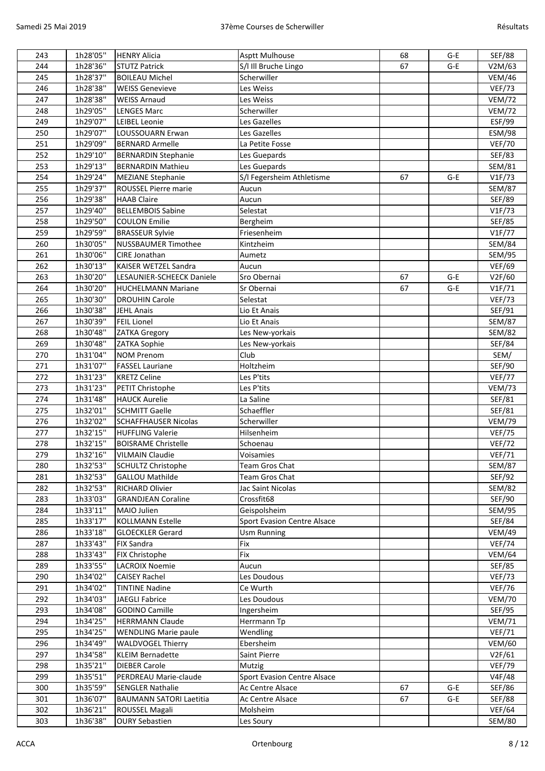| 243 | 1h28'05'' | HENRY Alicia | Asptt Mulhouse | 68 | G-E | SEF/88 |
|---|---|---|---|---|---|---|
| 244 | 1h28'36'' | STUTZ Patrick | S/l Ill Bruche Lingo | 67 | G-E | V2M/63 |
| 245 | 1h28'37'' | BOILEAU Michel | Scherwiller | | | VEM/46 |
| 246 | 1h28'38'' | WEISS Genevieve | Les Weiss | | | VEF/73 |
| 247 | 1h28'38'' | WEISS Arnaud | Les Weiss | | | VEM/72 |
| 248 | 1h29'05'' | LENGES Marc | Scherwiller | | | VEM/72 |
| 249 | 1h29'07'' | LEIBEL Leonie | Les Gazelles | | | ESF/99 |
| 250 | 1h29'07'' | LOUSSOUARN Erwan | Les Gazelles | | | ESM/98 |
| 251 | 1h29'09'' | BERNARD Armelle | La Petite Fosse | | | VEF/70 |
| 252 | 1h29'10'' | BERNARDIN Stephanie | Les Guepards | | | SEF/83 |
| 253 | 1h29'13'' | BERNARDIN Mathieu | Les Guepards | | | SEM/81 |
| 254 | 1h29'24'' | MEZIANE Stephanie | S/l Fegersheim Athletisme | 67 | G-E | V1F/73 |
| 255 | 1h29'37'' | ROUSSEL Pierre marie | Aucun | | | SEM/87 |
| 256 | 1h29'38'' | HAAB Claire | Aucun | | | SEF/89 |
| 257 | 1h29'40'' | BELLEMBOIS Sabine | Selestat | | | V1F/73 |
| 258 | 1h29'50'' | COULON Emilie | Bergheim | | | SEF/85 |
| 259 | 1h29'59'' | BRASSEUR Sylvie | Friesenheim | | | V1F/77 |
| 260 | 1h30'05'' | NUSSBAUMER Timothee | Kintzheim | | | SEM/84 |
| 261 | 1h30'06'' | CIRE Jonathan | Aumetz | | | SEM/95 |
| 262 | 1h30'13'' | KAISER WETZEL Sandra | Aucun | | | VEF/69 |
| 263 | 1h30'20'' | LESAUNIER-SCHEECK Daniele | Sro Obernai | 67 | G-E | V2F/60 |
| 264 | 1h30'20'' | HUCHELMANN Mariane | Sr Obernai | 67 | G-E | V1F/71 |
| 265 | 1h30'30'' | DROUHIN Carole | Selestat | | | VEF/73 |
| 266 | 1h30'38'' | JEHL Anais | Lio Et Anais | | | SEF/91 |
| 267 | 1h30'39'' | FEIL Lionel | Lio Et Anais | | | SEM/87 |
| 268 | 1h30'48'' | ZATKA Gregory | Les New-yorkais | | | SEM/82 |
| 269 | 1h30'48'' | ZATKA Sophie | Les New-yorkais | | | SEF/84 |
| 270 | 1h31'04'' | NOM Prenom | Club | | | SEM/ |
| 271 | 1h31'07'' | FASSEL Lauriane | Holtzheim | | | SEF/90 |
| 272 | 1h31'23'' | KRETZ Celine | Les P'tits | | | VEF/77 |
| 273 | 1h31'23'' | PETIT Christophe | Les P'tits | | | VEM/73 |
| 274 | 1h31'48'' | HAUCK Aurelie | La Saline | | | SEF/81 |
| 275 | 1h32'01'' | SCHMITT Gaelle | Schaeffler | | | SEF/81 |
| 276 | 1h32'02'' | SCHAFFHAUSER Nicolas | Scherwiller | | | VEM/79 |
| 277 | 1h32'15'' | HUFFLING Valerie | Hilsenheim | | | VEF/75 |
| 278 | 1h32'15'' | BOISRAME Christelle | Schoenau | | | VEF/72 |
| 279 | 1h32'16'' | VILMAIN Claudie | Voisamies | | | VEF/71 |
| 280 | 1h32'53'' | SCHULTZ Christophe | Team Gros Chat | | | SEM/87 |
| 281 | 1h32'53'' | GALLOU Mathilde | Team Gros Chat | | | SEF/92 |
| 282 | 1h32'53'' | RICHARD Olivier | Jac Saint Nicolas | | | SEM/82 |
| 283 | 1h33'03'' | GRANDJEAN Coraline | Crossfit68 | | | SEF/90 |
| 284 | 1h33'11'' | MAIO Julien | Geispolsheim | | | SEM/95 |
| 285 | 1h33'17'' | KOLLMANN Estelle | Sport Evasion Centre Alsace | | | SEF/84 |
| 286 | 1h33'18'' | GLOECKLER Gerard | Usm Running | | | VEM/49 |
| 287 | 1h33'43'' | FIX Sandra | Fix | | | VEF/74 |
| 288 | 1h33'43'' | FIX Christophe | Fix | | | VEM/64 |
| 289 | 1h33'55'' | LACROIX Noemie | Aucun | | | SEF/85 |
| 290 | 1h34'02'' | CAISEY Rachel | Les Doudous | | | VEF/73 |
| 291 | 1h34'02'' | TINTINE Nadine | Ce Wurth | | | VEF/76 |
| 292 | 1h34'03'' | JAEGLI Fabrice | Les Doudous | | | VEM/70 |
| 293 | 1h34'08'' | GODINO Camille | Ingersheim | | | SEF/95 |
| 294 | 1h34'25'' | HERRMANN Claude | Herrmann Tp | | | VEM/71 |
| 295 | 1h34'25'' | WENDLING Marie paule | Wendling | | | VEF/71 |
| 296 | 1h34'49'' | WALDVOGEL Thierry | Ebersheim | | | VEM/60 |
| 297 | 1h34'58'' | KLEIM Bernadette | Saint Pierre | | | V2F/61 |
| 298 | 1h35'21'' | DIEBER Carole | Mutzig | | | VEF/79 |
| 299 | 1h35'51'' | PERDREAU Marie-claude | Sport Evasion Centre Alsace | | | V4F/48 |
| 300 | 1h35'59'' | SENGLER Nathalie | Ac Centre Alsace | 67 | G-E | SEF/86 |
| 301 | 1h36'07'' | BAUMANN SATORI Laetitia | Ac Centre Alsace | 67 | G-E | SEF/88 |
| 302 | 1h36'21'' | ROUSSEL Magali | Molsheim | | | VEF/64 |
| 303 | 1h36'38'' | OURY Sebastien | Les Soury | | | SEM/80 |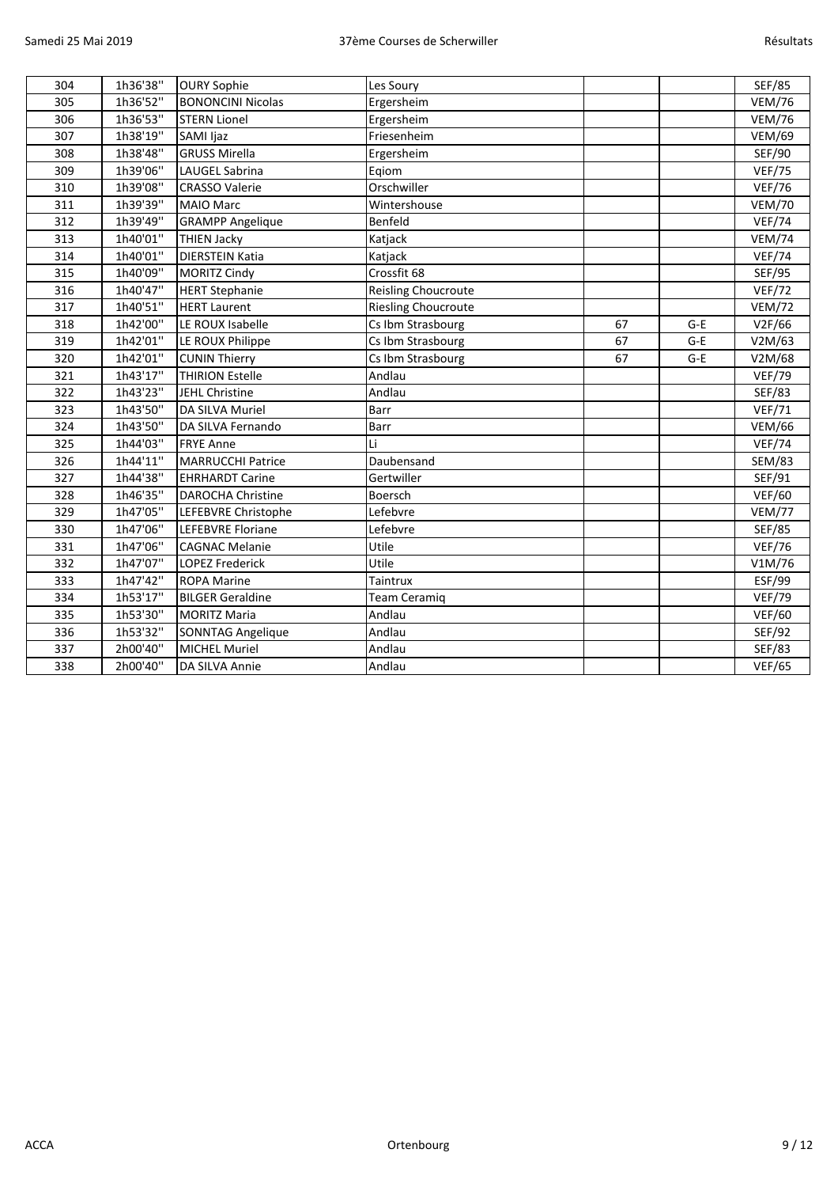| 304 | 1h36'38'' | OURY Sophie | Les Soury | | | SEF/85 |
|---|---|---|---|---|---|---|
| 305 | 1h36'52'' | BONONCINI Nicolas | Ergersheim | | | VEM/76 |
| 306 | 1h36'53'' | STERN Lionel | Ergersheim | | | VEM/76 |
| 307 | 1h38'19'' | SAMI Ijaz | Friesenheim | | | VEM/69 |
| 308 | 1h38'48'' | GRUSS Mirella | Ergersheim | | | SEF/90 |
| 309 | 1h39'06'' | LAUGEL Sabrina | Eqiom | | | VEF/75 |
| 310 | 1h39'08'' | CRASSO Valerie | Orschwiller | | | VEF/76 |
| 311 | 1h39'39'' | MAIO Marc | Wintershouse | | | VEM/70 |
| 312 | 1h39'49'' | GRAMPP Angelique | Benfeld | | | VEF/74 |
| 313 | 1h40'01'' | THIEN Jacky | Katjack | | | VEM/74 |
| 314 | 1h40'01'' | DIERSTEIN Katia | Katjack | | | VEF/74 |
| 315 | 1h40'09'' | MORITZ Cindy | Crossfit 68 | | | SEF/95 |
| 316 | 1h40'47'' | HERT Stephanie | Reisling Choucroute | | | VEF/72 |
| 317 | 1h40'51'' | HERT Laurent | Riesling Choucroute | | | VEM/72 |
| 318 | 1h42'00'' | LE ROUX Isabelle | Cs Ibm Strasbourg | 67 | G-E | V2F/66 |
| 319 | 1h42'01'' | LE ROUX Philippe | Cs Ibm Strasbourg | 67 | G-E | V2M/63 |
| 320 | 1h42'01'' | CUNIN Thierry | Cs Ibm Strasbourg | 67 | G-E | V2M/68 |
| 321 | 1h43'17'' | THIRION Estelle | Andlau | | | VEF/79 |
| 322 | 1h43'23'' | JEHL Christine | Andlau | | | SEF/83 |
| 323 | 1h43'50'' | DA SILVA Muriel | Barr | | | VEF/71 |
| 324 | 1h43'50'' | DA SILVA Fernando | Barr | | | VEM/66 |
| 325 | 1h44'03'' | FRYE Anne | Li | | | VEF/74 |
| 326 | 1h44'11'' | MARRUCCHI Patrice | Daubensand | | | SEM/83 |
| 327 | 1h44'38'' | EHRHARDT Carine | Gertwiller | | | SEF/91 |
| 328 | 1h46'35'' | DAROCHA Christine | Boersch | | | VEF/60 |
| 329 | 1h47'05'' | LEFEBVRE Christophe | Lefebvre | | | VEM/77 |
| 330 | 1h47'06'' | LEFEBVRE Floriane | Lefebvre | | | SEF/85 |
| 331 | 1h47'06'' | CAGNAC Melanie | Utile | | | VEF/76 |
| 332 | 1h47'07'' | LOPEZ Frederick | Utile | | | V1M/76 |
| 333 | 1h47'42'' | ROPA Marine | Taintrux | | | ESF/99 |
| 334 | 1h53'17'' | BILGER Geraldine | Team Ceramiq | | | VEF/79 |
| 335 | 1h53'30'' | MORITZ Maria | Andlau | | | VEF/60 |
| 336 | 1h53'32'' | SONNTAG Angelique | Andlau | | | SEF/92 |
| 337 | 2h00'40'' | MICHEL Muriel | Andlau | | | SEF/83 |
| 338 | 2h00'40'' | DA SILVA Annie | Andlau | | | VEF/65 |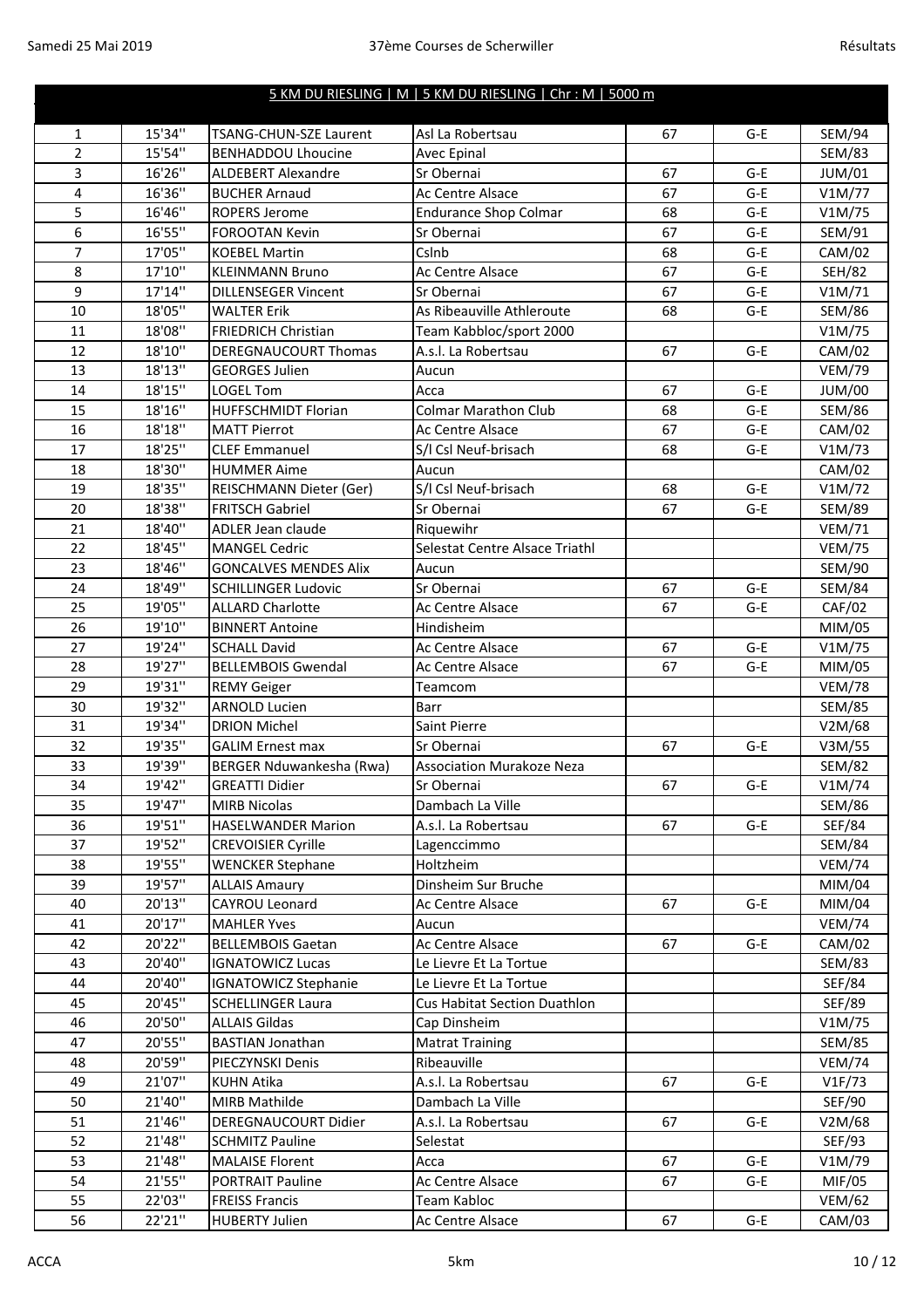## 5 KM DU RIESLING | M | 5 KM DU RIESLING | Chr : M | 5000 m

| | | | | | | |
|---|---|---|---|---|---|---|
| 1 | 15'34'' | TSANG-CHUN-SZE Laurent | Asl La Robertsau | 67 | G-E | SEM/94 |
| 2 | 15'54'' | BENHADDOU Lhoucine | Avec Epinal | | | SEM/83 |
| 3 | 16'26'' | ALDEBERT Alexandre | Sr Obernai | 67 | G-E | JUM/01 |
| 4 | 16'36'' | BUCHER Arnaud | Ac Centre Alsace | 67 | G-E | V1M/77 |
| 5 | 16'46'' | ROPERS Jerome | Endurance Shop Colmar | 68 | G-E | V1M/75 |
| 6 | 16'55'' | FOROOTAN Kevin | Sr Obernai | 67 | G-E | SEM/91 |
| 7 | 17'05'' | KOEBEL Martin | Cslnb | 68 | G-E | CAM/02 |
| 8 | 17'10'' | KLEINMANN Bruno | Ac Centre Alsace | 67 | G-E | SEH/82 |
| 9 | 17'14'' | DILLENSEGER Vincent | Sr Obernai | 67 | G-E | V1M/71 |
| 10 | 18'05'' | WALTER Erik | As Ribeauville Athleroute | 68 | G-E | SEM/86 |
| 11 | 18'08'' | FRIEDRICH Christian | Team Kabbloc/sport 2000 | | | V1M/75 |
| 12 | 18'10'' | DEREGNAUCOURT Thomas | A.s.l. La Robertsau | 67 | G-E | CAM/02 |
| 13 | 18'13'' | GEORGES Julien | Aucun | | | VEM/79 |
| 14 | 18'15'' | LOGEL Tom | Acca | 67 | G-E | JUM/00 |
| 15 | 18'16'' | HUFFSCHMIDT Florian | Colmar Marathon Club | 68 | G-E | SEM/86 |
| 16 | 18'18'' | MATT Pierrot | Ac Centre Alsace | 67 | G-E | CAM/02 |
| 17 | 18'25'' | CLEF Emmanuel | S/l Csl Neuf-brisach | 68 | G-E | V1M/73 |
| 18 | 18'30'' | HUMMER Aime | Aucun | | | CAM/02 |
| 19 | 18'35'' | REISCHMANN Dieter (Ger) | S/l Csl Neuf-brisach | 68 | G-E | V1M/72 |
| 20 | 18'38'' | FRITSCH Gabriel | Sr Obernai | 67 | G-E | SEM/89 |
| 21 | 18'40'' | ADLER Jean claude | Riquewihr | | | VEM/71 |
| 22 | 18'45'' | MANGEL Cedric | Selestat Centre Alsace Triathl | | | VEM/75 |
| 23 | 18'46'' | GONCALVES MENDES Alix | Aucun | | | SEM/90 |
| 24 | 18'49'' | SCHILLINGER Ludovic | Sr Obernai | 67 | G-E | SEM/84 |
| 25 | 19'05'' | ALLARD Charlotte | Ac Centre Alsace | 67 | G-E | CAF/02 |
| 26 | 19'10'' | BINNERT Antoine | Hindisheim | | | MIM/05 |
| 27 | 19'24'' | SCHALL David | Ac Centre Alsace | 67 | G-E | V1M/75 |
| 28 | 19'27'' | BELLEMBOIS Gwendal | Ac Centre Alsace | 67 | G-E | MIM/05 |
| 29 | 19'31'' | REMY Geiger | Teamcom | | | VEM/78 |
| 30 | 19'32'' | ARNOLD Lucien | Barr | | | SEM/85 |
| 31 | 19'34'' | DRION Michel | Saint Pierre | | | V2M/68 |
| 32 | 19'35'' | GALIM Ernest max | Sr Obernai | 67 | G-E | V3M/55 |
| 33 | 19'39'' | BERGER Nduwankesha (Rwa) | Association Murakoze Neza | | | SEM/82 |
| 34 | 19'42'' | GREATTI Didier | Sr Obernai | 67 | G-E | V1M/74 |
| 35 | 19'47'' | MIRB Nicolas | Dambach La Ville | | | SEM/86 |
| 36 | 19'51'' | HASELWANDER Marion | A.s.l. La Robertsau | 67 | G-E | SEF/84 |
| 37 | 19'52'' | CREVOISIER Cyrille | Lagenccimmo | | | SEM/84 |
| 38 | 19'55'' | WENCKER Stephane | Holtzheim | | | VEM/74 |
| 39 | 19'57'' | ALLAIS Amaury | Dinsheim Sur Bruche | | | MIM/04 |
| 40 | 20'13'' | CAYROU Leonard | Ac Centre Alsace | 67 | G-E | MIM/04 |
| 41 | 20'17'' | MAHLER Yves | Aucun | | | VEM/74 |
| 42 | 20'22'' | BELLEMBOIS Gaetan | Ac Centre Alsace | 67 | G-E | CAM/02 |
| 43 | 20'40'' | IGNATOWICZ Lucas | Le Lievre Et La Tortue | | | SEM/83 |
| 44 | 20'40'' | IGNATOWICZ Stephanie | Le Lievre Et La Tortue | | | SEF/84 |
| 45 | 20'45'' | SCHELLINGER Laura | Cus Habitat Section Duathlon | | | SEF/89 |
| 46 | 20'50'' | ALLAIS Gildas | Cap Dinsheim | | | V1M/75 |
| 47 | 20'55'' | BASTIAN Jonathan | Matrat Training | | | SEM/85 |
| 48 | 20'59'' | PIECZYNSKI Denis | Ribeauville | | | VEM/74 |
| 49 | 21'07'' | KUHN Atika | A.s.l. La Robertsau | 67 | G-E | V1F/73 |
| 50 | 21'40'' | MIRB Mathilde | Dambach La Ville | | | SEF/90 |
| 51 | 21'46'' | DEREGNAUCOURT Didier | A.s.l. La Robertsau | 67 | G-E | V2M/68 |
| 52 | 21'48'' | SCHMITZ Pauline | Selestat | | | SEF/93 |
| 53 | 21'48'' | MALAISE Florent | Acca | 67 | G-E | V1M/79 |
| 54 | 21'55'' | PORTRAIT Pauline | Ac Centre Alsace | 67 | G-E | MIF/05 |
| 55 | 22'03'' | FREISS Francis | Team Kabloc | | | VEM/62 |
| 56 | 22'21'' | HUBERTY Julien | Ac Centre Alsace | 67 | G-E | CAM/03 |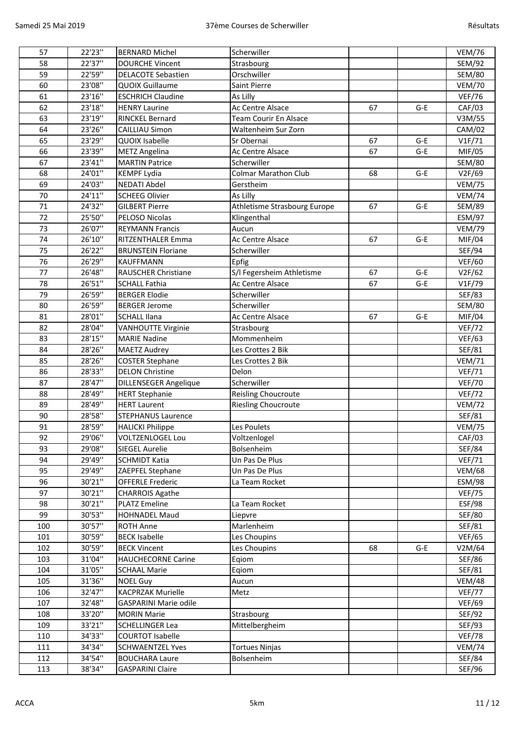| | | | | | | |
|---|---|---|---|---|---|---|
| 57 | 22'23'' | BERNARD Michel | Scherwiller | | | VEM/76 |
| 58 | 22'37'' | DOURCHE Vincent | Strasbourg | | | SEM/92 |
| 59 | 22'59'' | DELACOTE Sebastien | Orschwiller | | | SEM/80 |
| 60 | 23'08'' | QUOIX Guillaume | Saint Pierre | | | VEM/70 |
| 61 | 23'16'' | ESCHRICH Claudine | As Lilly | | | VEF/76 |
| 62 | 23'18'' | HENRY Laurine | Ac Centre Alsace | 67 | G-E | CAF/03 |
| 63 | 23'19'' | RINCKEL Bernard | Team Courir En Alsace | | | V3M/55 |
| 64 | 23'26'' | CAILLIAU Simon | Waltenheim Sur Zorn | | | CAM/02 |
| 65 | 23'29'' | QUOIX Isabelle | Sr Obernai | 67 | G-E | V1F/71 |
| 66 | 23'39'' | METZ Angelina | Ac Centre Alsace | 67 | G-E | MIF/05 |
| 67 | 23'41'' | MARTIN Patrice | Scherwiller | | | SEM/80 |
| 68 | 24'01'' | KEMPF Lydia | Colmar Marathon Club | 68 | G-E | V2F/69 |
| 69 | 24'03'' | NEDATI Abdel | Gerstheim | | | VEM/75 |
| 70 | 24'11'' | SCHEEG Olivier | As Lilly | | | VEM/74 |
| 71 | 24'32'' | GILBERT Pierre | Athletisme Strasbourg Europe | 67 | G-E | SEM/89 |
| 72 | 25'50'' | PELOSO Nicolas | Klingenthal | | | ESM/97 |
| 73 | 26'07'' | REYMANN Francis | Aucun | | | VEM/79 |
| 74 | 26'10'' | RITZENTHALER Emma | Ac Centre Alsace | 67 | G-E | MIF/04 |
| 75 | 26'22'' | BRUNSTEIN Floriane | Scherwiller | | | SEF/94 |
| 76 | 26'29'' | KAUFFMANN | Epfig | | | VEF/60 |
| 77 | 26'48'' | RAUSCHER Christiane | S/l Fegersheim Athletisme | 67 | G-E | V2F/62 |
| 78 | 26'51'' | SCHALL Fathia | Ac Centre Alsace | 67 | G-E | V1F/79 |
| 79 | 26'59'' | BERGER Elodie | Scherwiller | | | SEF/83 |
| 80 | 26'59'' | BERGER Jerome | Scherwiller | | | SEM/80 |
| 81 | 28'01'' | SCHALL Ilana | Ac Centre Alsace | 67 | G-E | MIF/04 |
| 82 | 28'04'' | VANHOUTTE Virginie | Strasbourg | | | VEF/72 |
| 83 | 28'15'' | MARIE Nadine | Mommenheim | | | VEF/63 |
| 84 | 28'26'' | MAETZ Audrey | Les Crottes 2 Bik | | | SEF/81 |
| 85 | 28'26'' | COSTER Stephane | Les Crottes 2 Bik | | | VEM/71 |
| 86 | 28'33'' | DELON Christine | Delon | | | VEF/71 |
| 87 | 28'47'' | DILLENSEGER Angelique | Scherwiller | | | VEF/70 |
| 88 | 28'49'' | HERT Stephanie | Reisling Choucroute | | | VEF/72 |
| 89 | 28'49'' | HERT Laurent | Riesling Choucroute | | | VEM/72 |
| 90 | 28'58'' | STEPHANUS Laurence | | | | SEF/81 |
| 91 | 28'59'' | HALICKI Philippe | Les Poulets | | | VEM/75 |
| 92 | 29'06'' | VOLTZENLOGEL Lou | Voltzenlogel | | | CAF/03 |
| 93 | 29'08'' | SIEGEL Aurelie | Bolsenheim | | | SEF/84 |
| 94 | 29'49'' | SCHMIDT Katia | Un Pas De Plus | | | VEF/71 |
| 95 | 29'49'' | ZAEPFEL Stephane | Un Pas De Plus | | | VEM/68 |
| 96 | 30'21'' | OFFERLE Frederic | La Team Rocket | | | ESM/98 |
| 97 | 30'21'' | CHARROIS Agathe | | | | VEF/75 |
| 98 | 30'21'' | PLATZ Emeline | La Team Rocket | | | ESF/98 |
| 99 | 30'53'' | HOHNADEL Maud | Liepvre | | | SEF/80 |
| 100 | 30'57'' | ROTH Anne | Marlenheim | | | SEF/81 |
| 101 | 30'59'' | BECK Isabelle | Les Choupins | | | VEF/65 |
| 102 | 30'59'' | BECK Vincent | Les Choupins | 68 | G-E | V2M/64 |
| 103 | 31'04'' | HAUCHECORNE Carine | Eqiom | | | SEF/86 |
| 104 | 31'05'' | SCHAAL Marie | Eqiom | | | SEF/81 |
| 105 | 31'36'' | NOEL Guy | Aucun | | | VEM/48 |
| 106 | 32'47'' | KACPRZAK Murielle | Metz | | | VEF/77 |
| 107 | 32'48'' | GASPARINI Marie odile | | | | VEF/69 |
| 108 | 33'20'' | MORIN Marie | Strasbourg | | | SEF/92 |
| 109 | 33'21'' | SCHELLINGER Lea | Mittelbergheim | | | SEF/93 |
| 110 | 34'33'' | COURTOT Isabelle | | | | VEF/78 |
| 111 | 34'34'' | SCHWAENTZEL Yves | Tortues Ninjas | | | VEM/74 |
| 112 | 34'54'' | BOUCHARA Laure | Bolsenheim | | | SEF/84 |
| 113 | 38'34'' | GASPARINI Claire | | | | SEF/96 |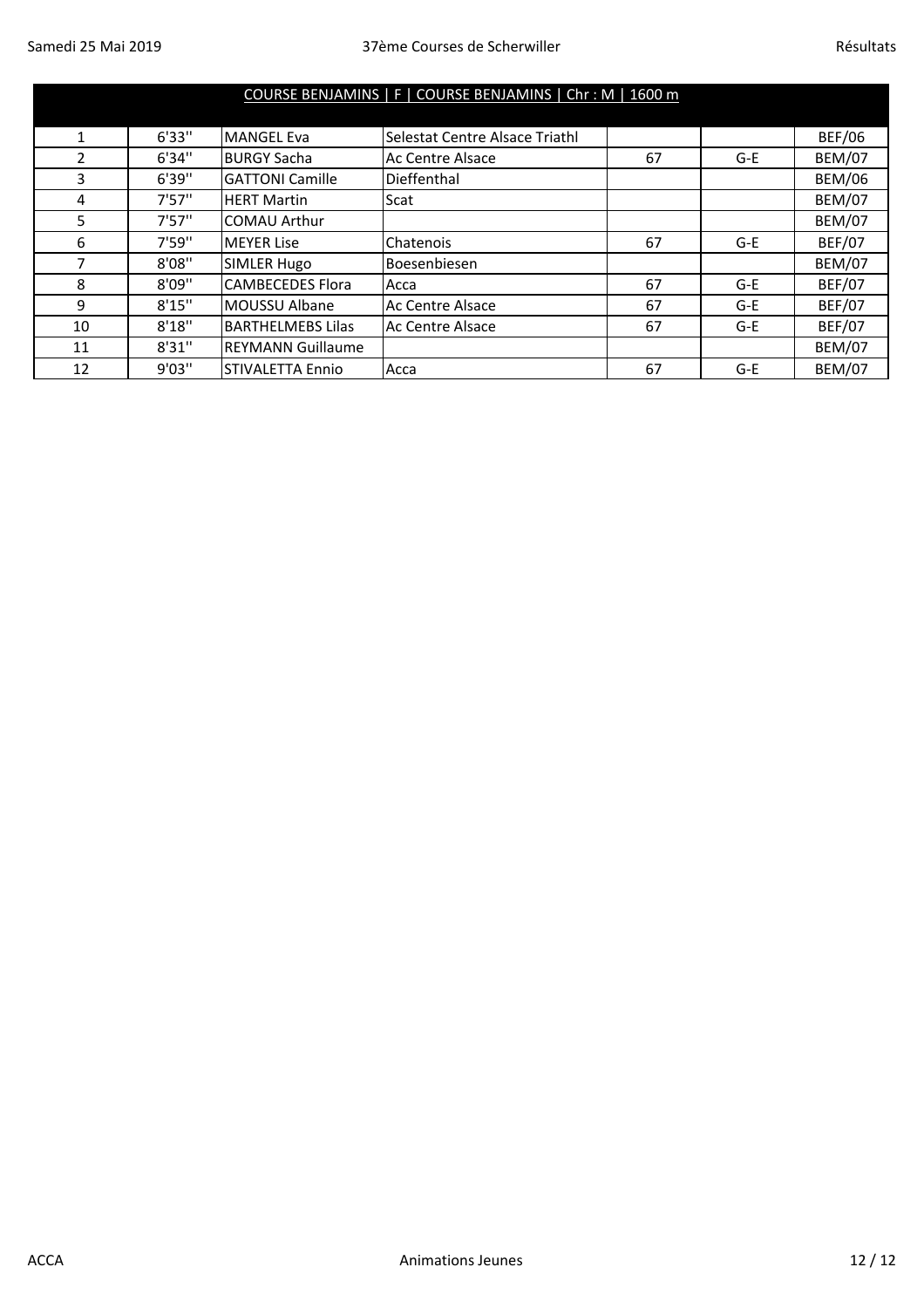## COURSE BENJAMINS | F | COURSE BENJAMINS | Chr : M | 1600 m

| | | | | | | |
|---|---|---|---|---|---|---|
| 1 | 6'33'' | MANGEL Eva | Selestat Centre Alsace Triathl | | | BEF/06 |
| 2 | 6'34'' | BURGY Sacha | Ac Centre Alsace | 67 | G-E | BEM/07 |
| 3 | 6'39'' | GATTONI Camille | Dieffenthal | | | BEM/06 |
| 4 | 7'57'' | HERT Martin | Scat | | | BEM/07 |
| 5 | 7'57'' | COMAU Arthur | | | | BEM/07 |
| 6 | 7'59'' | MEYER Lise | Chatenois | 67 | G-E | BEF/07 |
| 7 | 8'08'' | SIMLER Hugo | Boesenbiesen | | | BEM/07 |
| 8 | 8'09'' | CAMBECEDES Flora | Acca | 67 | G-E | BEF/07 |
| 9 | 8'15'' | MOUSSU Albane | Ac Centre Alsace | 67 | G-E | BEF/07 |
| 10 | 8'18'' | BARTHELMEBS Lilas | Ac Centre Alsace | 67 | G-E | BEF/07 |
| 11 | 8'31'' | REYMANN Guillaume | | | | BEM/07 |
| 12 | 9'03'' | STIVALETTA Ennio | Acca | 67 | G-E | BEM/07 |